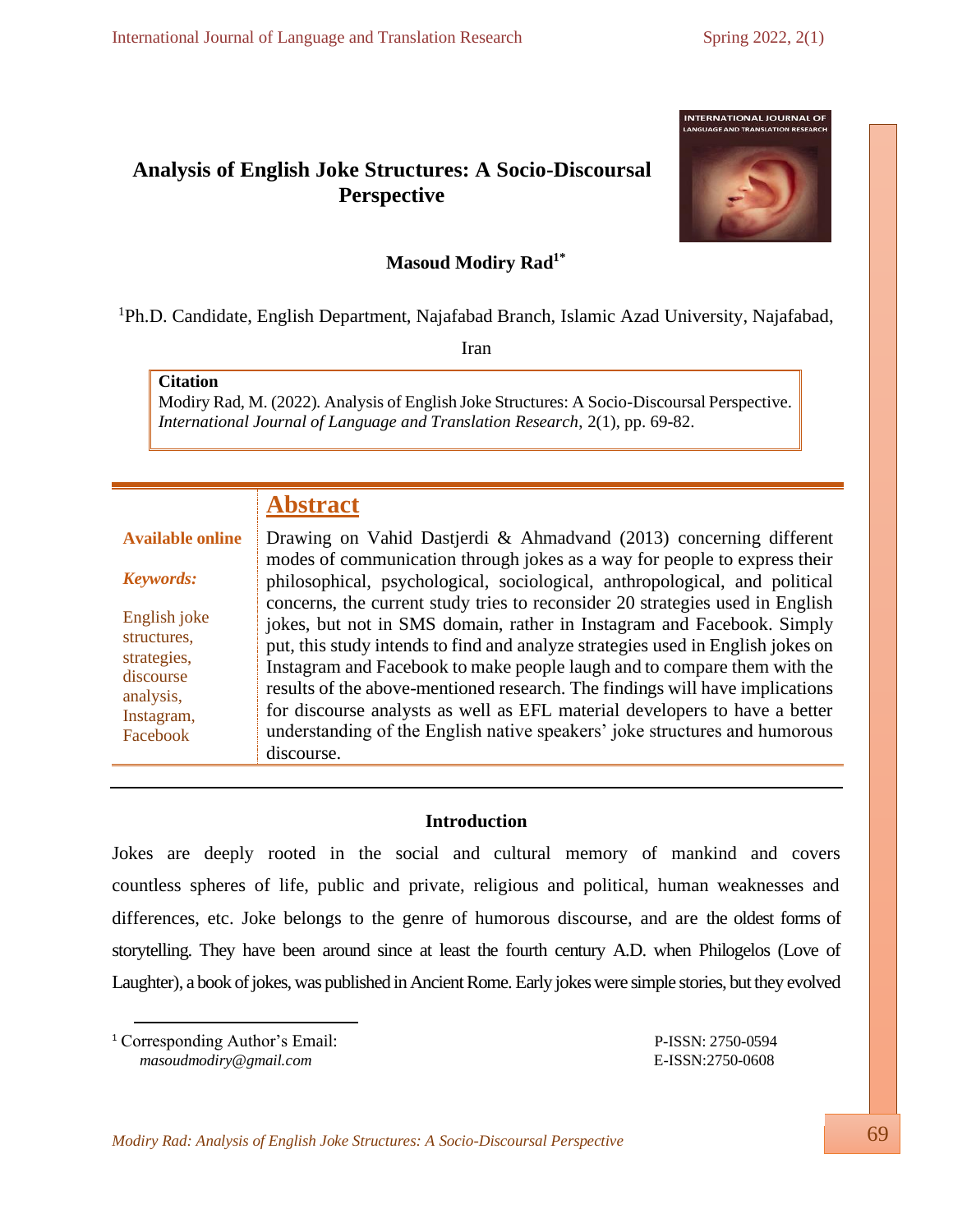# Analysis of English Joke Structures: A Socio-Discoursal Perspective

**Masoud Modiry Rad[1*]**

[1]Ph.D. Candidate, English Department, Najafabad Branch, Islamic Azad University, Najafabad, Iran

**Citation**
Modiry Rad, M. (2022). Analysis of English Joke Structures: A Socio-Discoursal Perspective. *International Journal of Language and Translation Research*, 2(1), pp. 69-82.

**Available online**

***Keywords:***

English joke structures, strategies, discourse analysis, Instagram, Facebook

## Abstract

Drawing on Vahid Dastjerdi & Ahmadvand (2013) concerning different modes of communication through jokes as a way for people to express their philosophical, psychological, sociological, anthropological, and political concerns, the current study tries to reconsider 20 strategies used in English jokes, but not in SMS domain, rather in Instagram and Facebook. Simply put, this study intends to find and analyze strategies used in English jokes on Instagram and Facebook to make people laugh and to compare them with the results of the above-mentioned research. The findings will have implications for discourse analysts as well as EFL material developers to have a better understanding of the English native speakers' joke structures and humorous discourse.

## Introduction

Jokes are deeply rooted in the social and cultural memory of mankind and covers countless spheres of life, public and private, religious and political, human weaknesses and differences, etc. Joke belongs to the genre of humorous discourse, and are the oldest forms of storytelling. They have been around since at least the fourth century A.D. when Philogelos (Love of Laughter), a book of jokes, was published in Ancient Rome. Early jokes were simple stories, but they evolved

[1] Corresponding Author's Email: *masoudmodiry@gmail.com*

P-ISSN: 2750-0594
E-ISSN:2750-0608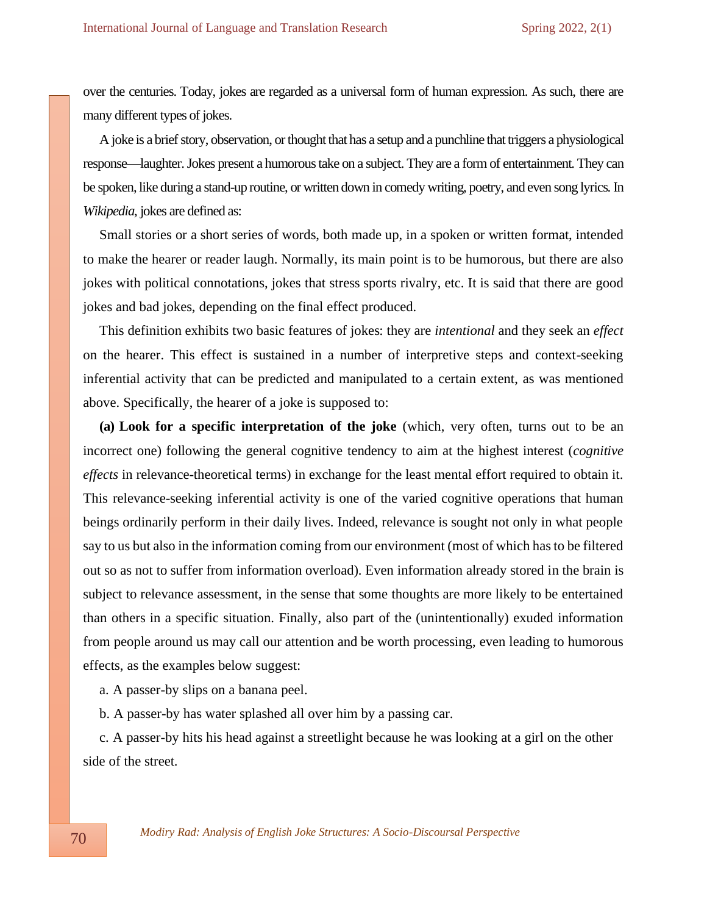over the centuries. Today, jokes are regarded as a universal form of human expression. As such, there are many different types of jokes.

A joke is a brief story, observation, or thought that has a setup and a punchline that triggers a physiological response—laughter. Jokes present a humorous take on a subject. They are a form of entertainment. They can be spoken, like during a stand-up routine, or written down in comedy writing, poetry, and even song lyrics. In *Wikipedia*, jokes are defined as:

Small stories or a short series of words, both made up, in a spoken or written format, intended to make the hearer or reader laugh. Normally, its main point is to be humorous, but there are also jokes with political connotations, jokes that stress sports rivalry, etc. It is said that there are good jokes and bad jokes, depending on the final effect produced.

This definition exhibits two basic features of jokes: they are *intentional* and they seek an *effect* on the hearer. This effect is sustained in a number of interpretive steps and context-seeking inferential activity that can be predicted and manipulated to a certain extent, as was mentioned above. Specifically, the hearer of a joke is supposed to:

**(a) Look for a specific interpretation of the joke** (which, very often, turns out to be an incorrect one) following the general cognitive tendency to aim at the highest interest (*cognitive effects* in relevance-theoretical terms) in exchange for the least mental effort required to obtain it. This relevance-seeking inferential activity is one of the varied cognitive operations that human beings ordinarily perform in their daily lives. Indeed, relevance is sought not only in what people say to us but also in the information coming from our environment (most of which has to be filtered out so as not to suffer from information overload). Even information already stored in the brain is subject to relevance assessment, in the sense that some thoughts are more likely to be entertained than others in a specific situation. Finally, also part of the (unintentionally) exuded information from people around us may call our attention and be worth processing, even leading to humorous effects, as the examples below suggest:

a. A passer-by slips on a banana peel.

b. A passer-by has water splashed all over him by a passing car.

c. A passer-by hits his head against a streetlight because he was looking at a girl on the other side of the street.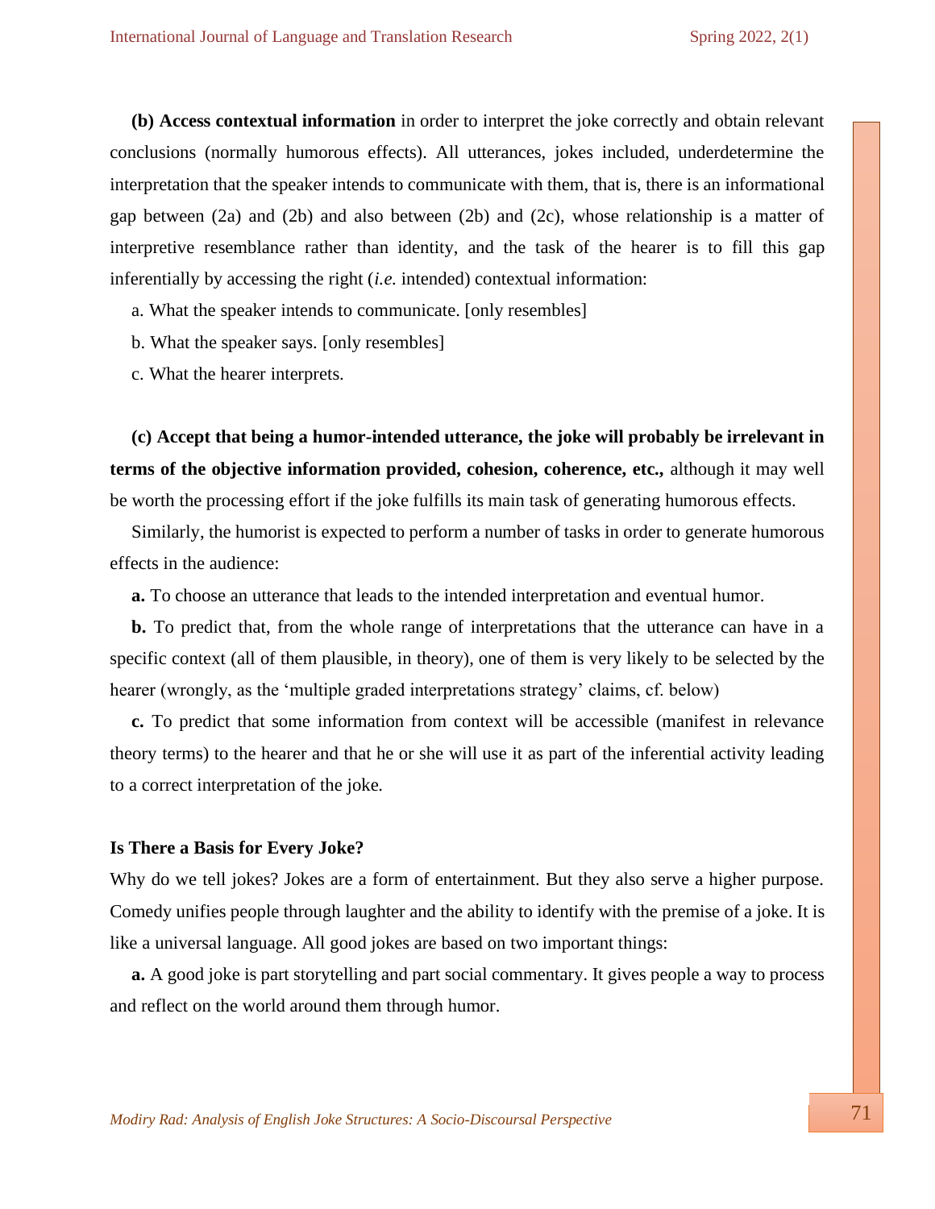**(b) Access contextual information** in order to interpret the joke correctly and obtain relevant conclusions (normally humorous effects). All utterances, jokes included, underdetermine the interpretation that the speaker intends to communicate with them, that is, there is an informational gap between (2a) and (2b) and also between (2b) and (2c), whose relationship is a matter of interpretive resemblance rather than identity, and the task of the hearer is to fill this gap inferentially by accessing the right (*i.e.* intended) contextual information:

a. What the speaker intends to communicate. [only resembles]

b. What the speaker says. [only resembles]

c. What the hearer interprets.

**(c) Accept that being a humor-intended utterance, the joke will probably be irrelevant in terms of the objective information provided, cohesion, coherence, etc.,** although it may well be worth the processing effort if the joke fulfills its main task of generating humorous effects.

Similarly, the humorist is expected to perform a number of tasks in order to generate humorous effects in the audience:

**a.** To choose an utterance that leads to the intended interpretation and eventual humor.

**b.** To predict that, from the whole range of interpretations that the utterance can have in a specific context (all of them plausible, in theory), one of them is very likely to be selected by the hearer (wrongly, as the 'multiple graded interpretations strategy' claims, cf. below)

**c.** To predict that some information from context will be accessible (manifest in relevance theory terms) to the hearer and that he or she will use it as part of the inferential activity leading to a correct interpretation of the joke.

### Is There a Basis for Every Joke?

Why do we tell jokes? Jokes are a form of entertainment. But they also serve a higher purpose. Comedy unifies people through laughter and the ability to identify with the premise of a joke. It is like a universal language. All good jokes are based on two important things:

**a.** A good joke is part storytelling and part social commentary. It gives people a way to process and reflect on the world around them through humor.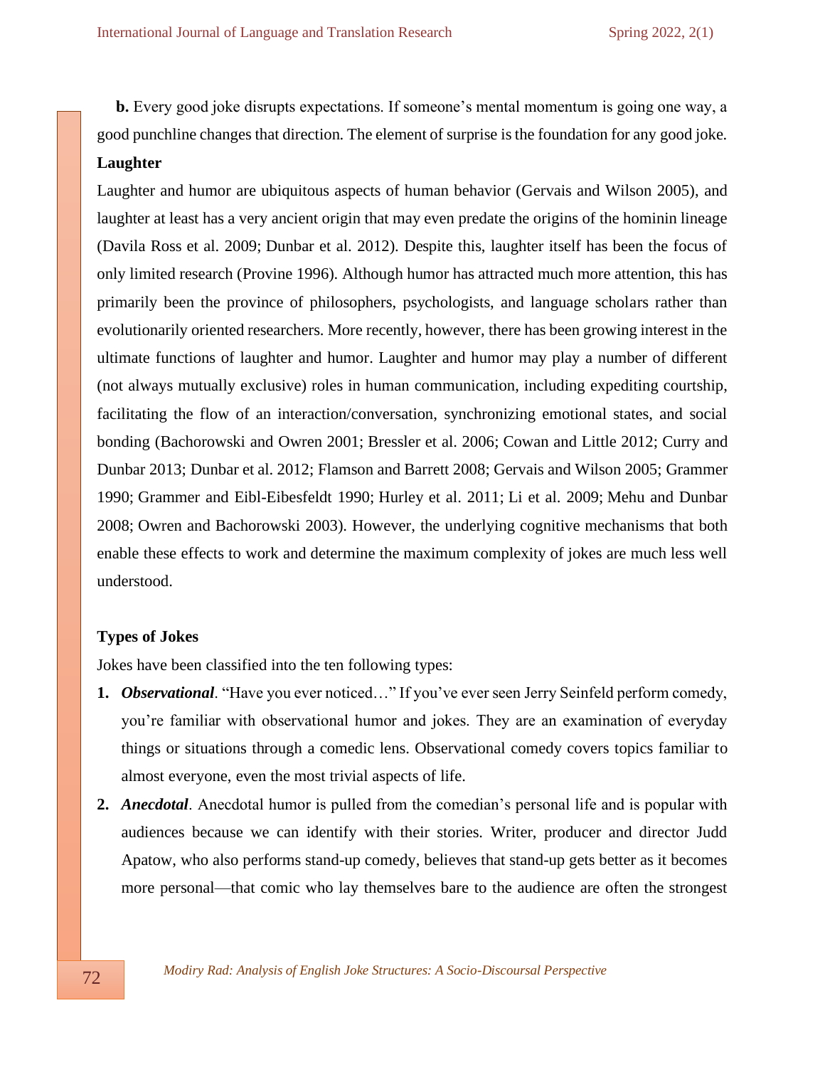**b.** Every good joke disrupts expectations. If someone's mental momentum is going one way, a good punchline changes that direction. The element of surprise is the foundation for any good joke.

**Laughter**

Laughter and humor are ubiquitous aspects of human behavior (Gervais and Wilson 2005), and laughter at least has a very ancient origin that may even predate the origins of the hominin lineage (Davila Ross et al. 2009; Dunbar et al. 2012). Despite this, laughter itself has been the focus of only limited research (Provine 1996). Although humor has attracted much more attention, this has primarily been the province of philosophers, psychologists, and language scholars rather than evolutionarily oriented researchers. More recently, however, there has been growing interest in the ultimate functions of laughter and humor. Laughter and humor may play a number of different (not always mutually exclusive) roles in human communication, including expediting courtship, facilitating the flow of an interaction/conversation, synchronizing emotional states, and social bonding (Bachorowski and Owren 2001; Bressler et al. 2006; Cowan and Little 2012; Curry and Dunbar 2013; Dunbar et al. 2012; Flamson and Barrett 2008; Gervais and Wilson 2005; Grammer 1990; Grammer and Eibl-Eibesfeldt 1990; Hurley et al. 2011; Li et al. 2009; Mehu and Dunbar 2008; Owren and Bachorowski 2003). However, the underlying cognitive mechanisms that both enable these effects to work and determine the maximum complexity of jokes are much less well understood.

**Types of Jokes**

Jokes have been classified into the ten following types:

1. ***Observational***. "Have you ever noticed…" If you've ever seen Jerry Seinfeld perform comedy, you're familiar with observational humor and jokes. They are an examination of everyday things or situations through a comedic lens. Observational comedy covers topics familiar to almost everyone, even the most trivial aspects of life.
2. ***Anecdotal***. Anecdotal humor is pulled from the comedian's personal life and is popular with audiences because we can identify with their stories. Writer, producer and director Judd Apatow, who also performs stand-up comedy, believes that stand-up gets better as it becomes more personal—that comic who lay themselves bare to the audience are often the strongest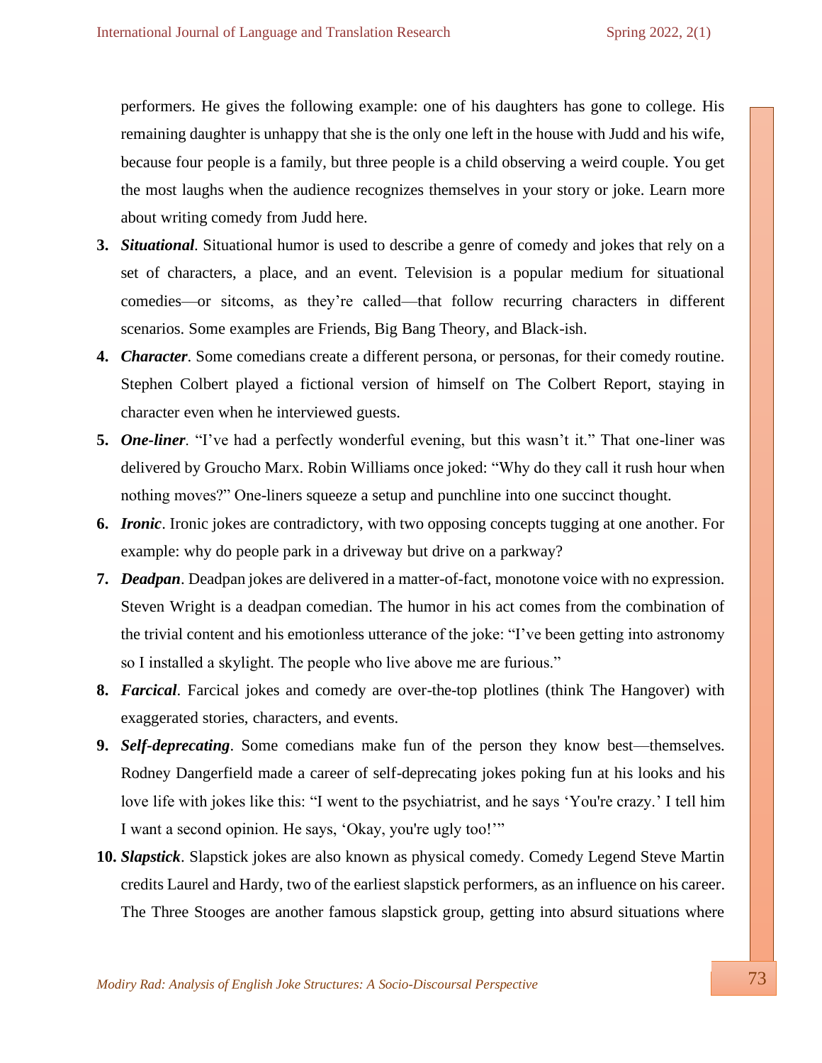performers. He gives the following example: one of his daughters has gone to college. His remaining daughter is unhappy that she is the only one left in the house with Judd and his wife, because four people is a family, but three people is a child observing a weird couple. You get the most laughs when the audience recognizes themselves in your story or joke. Learn more about writing comedy from Judd here.

3. ***Situational***. Situational humor is used to describe a genre of comedy and jokes that rely on a set of characters, a place, and an event. Television is a popular medium for situational comedies—or sitcoms, as they're called—that follow recurring characters in different scenarios. Some examples are Friends, Big Bang Theory, and Black-ish.
4. ***Character***. Some comedians create a different persona, or personas, for their comedy routine. Stephen Colbert played a fictional version of himself on The Colbert Report, staying in character even when he interviewed guests.
5. ***One-liner***. "I've had a perfectly wonderful evening, but this wasn't it." That one-liner was delivered by Groucho Marx. Robin Williams once joked: "Why do they call it rush hour when nothing moves?" One-liners squeeze a setup and punchline into one succinct thought.
6. ***Ironic***. Ironic jokes are contradictory, with two opposing concepts tugging at one another. For example: why do people park in a driveway but drive on a parkway?
7. ***Deadpan***. Deadpan jokes are delivered in a matter-of-fact, monotone voice with no expression. Steven Wright is a deadpan comedian. The humor in his act comes from the combination of the trivial content and his emotionless utterance of the joke: "I've been getting into astronomy so I installed a skylight. The people who live above me are furious."
8. ***Farcical***. Farcical jokes and comedy are over-the-top plotlines (think The Hangover) with exaggerated stories, characters, and events.
9. ***Self-deprecating***. Some comedians make fun of the person they know best—themselves. Rodney Dangerfield made a career of self-deprecating jokes poking fun at his looks and his love life with jokes like this: "I went to the psychiatrist, and he says 'You're crazy.' I tell him I want a second opinion. He says, 'Okay, you're ugly too!'"
10. ***Slapstick***. Slapstick jokes are also known as physical comedy. Comedy Legend Steve Martin credits Laurel and Hardy, two of the earliest slapstick performers, as an influence on his career. The Three Stooges are another famous slapstick group, getting into absurd situations where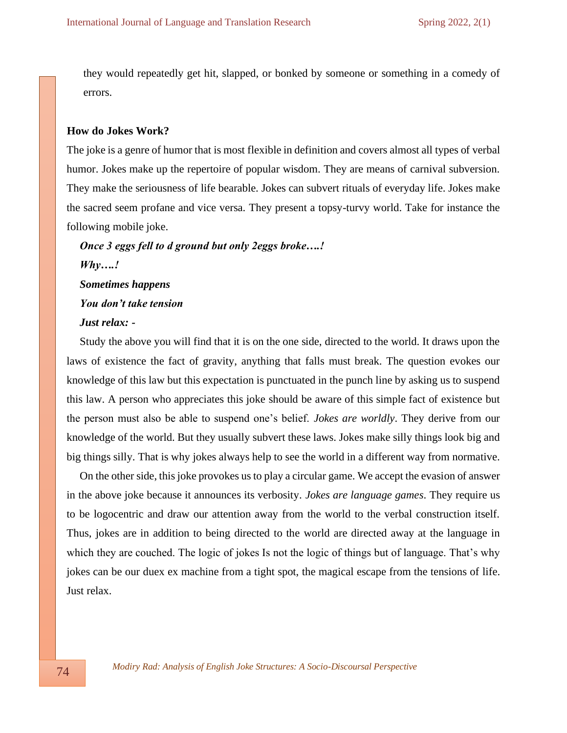they would repeatedly get hit, slapped, or bonked by someone or something in a comedy of errors.

**How do Jokes Work?**

The joke is a genre of humor that is most flexible in definition and covers almost all types of verbal humor. Jokes make up the repertoire of popular wisdom. They are means of carnival subversion. They make the seriousness of life bearable. Jokes can subvert rituals of everyday life. Jokes make the sacred seem profane and vice versa. They present a topsy-turvy world. Take for instance the following mobile joke.

***Once 3 eggs fell to d ground but only 2eggs broke….!***

***Why….!***

***Sometimes happens***

***You don't take tension***

***Just relax: -***

Study the above you will find that it is on the one side, directed to the world. It draws upon the laws of existence the fact of gravity, anything that falls must break. The question evokes our knowledge of this law but this expectation is punctuated in the punch line by asking us to suspend this law. A person who appreciates this joke should be aware of this simple fact of existence but the person must also be able to suspend one's belief. *Jokes are worldly*. They derive from our knowledge of the world. But they usually subvert these laws. Jokes make silly things look big and big things silly. That is why jokes always help to see the world in a different way from normative.

On the other side, this joke provokes us to play a circular game. We accept the evasion of answer in the above joke because it announces its verbosity. *Jokes are language games*. They require us to be logocentric and draw our attention away from the world to the verbal construction itself. Thus, jokes are in addition to being directed to the world are directed away at the language in which they are couched. The logic of jokes Is not the logic of things but of language. That's why jokes can be our duex ex machine from a tight spot, the magical escape from the tensions of life. Just relax.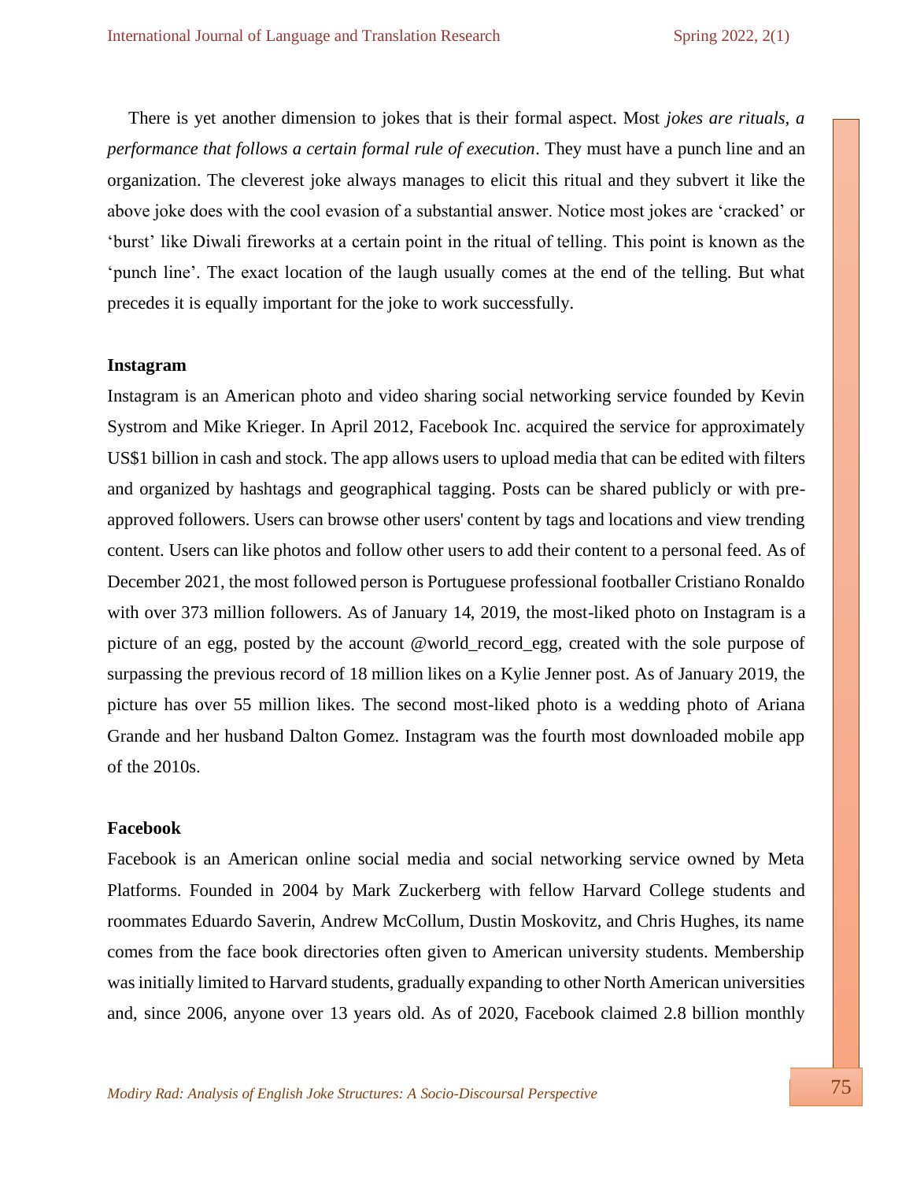There is yet another dimension to jokes that is their formal aspect. Most *jokes are rituals, a performance that follows a certain formal rule of execution*. They must have a punch line and an organization. The cleverest joke always manages to elicit this ritual and they subvert it like the above joke does with the cool evasion of a substantial answer. Notice most jokes are 'cracked' or 'burst' like Diwali fireworks at a certain point in the ritual of telling. This point is known as the 'punch line'. The exact location of the laugh usually comes at the end of the telling. But what precedes it is equally important for the joke to work successfully.

**Instagram**

Instagram is an American photo and video sharing social networking service founded by Kevin Systrom and Mike Krieger. In April 2012, Facebook Inc. acquired the service for approximately US$1 billion in cash and stock. The app allows users to upload media that can be edited with filters and organized by hashtags and geographical tagging. Posts can be shared publicly or with pre-approved followers. Users can browse other users' content by tags and locations and view trending content. Users can like photos and follow other users to add their content to a personal feed. As of December 2021, the most followed person is Portuguese professional footballer Cristiano Ronaldo with over 373 million followers. As of January 14, 2019, the most-liked photo on Instagram is a picture of an egg, posted by the account @world_record_egg, created with the sole purpose of surpassing the previous record of 18 million likes on a Kylie Jenner post. As of January 2019, the picture has over 55 million likes. The second most-liked photo is a wedding photo of Ariana Grande and her husband Dalton Gomez. Instagram was the fourth most downloaded mobile app of the 2010s.

**Facebook**

Facebook is an American online social media and social networking service owned by Meta Platforms. Founded in 2004 by Mark Zuckerberg with fellow Harvard College students and roommates Eduardo Saverin, Andrew McCollum, Dustin Moskovitz, and Chris Hughes, its name comes from the face book directories often given to American university students. Membership was initially limited to Harvard students, gradually expanding to other North American universities and, since 2006, anyone over 13 years old. As of 2020, Facebook claimed 2.8 billion monthly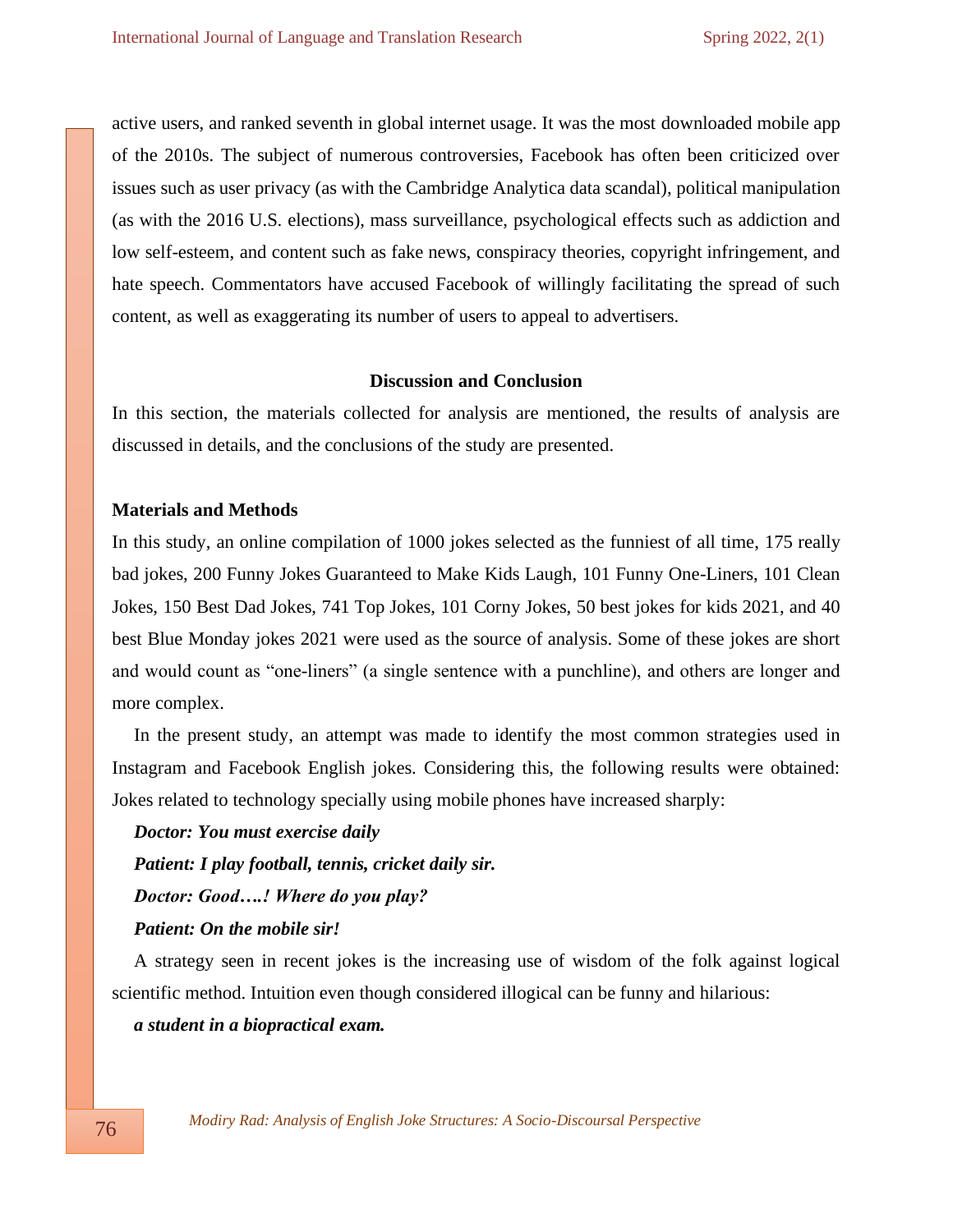active users, and ranked seventh in global internet usage. It was the most downloaded mobile app of the 2010s. The subject of numerous controversies, Facebook has often been criticized over issues such as user privacy (as with the Cambridge Analytica data scandal), political manipulation (as with the 2016 U.S. elections), mass surveillance, psychological effects such as addiction and low self-esteem, and content such as fake news, conspiracy theories, copyright infringement, and hate speech. Commentators have accused Facebook of willingly facilitating the spread of such content, as well as exaggerating its number of users to appeal to advertisers.

## Discussion and Conclusion

In this section, the materials collected for analysis are mentioned, the results of analysis are discussed in details, and the conclusions of the study are presented.

### Materials and Methods

In this study, an online compilation of 1000 jokes selected as the funniest of all time, 175 really bad jokes, 200 Funny Jokes Guaranteed to Make Kids Laugh, 101 Funny One-Liners, 101 Clean Jokes, 150 Best Dad Jokes, 741 Top Jokes, 101 Corny Jokes, 50 best jokes for kids 2021, and 40 best Blue Monday jokes 2021 were used as the source of analysis. Some of these jokes are short and would count as "one-liners" (a single sentence with a punchline), and others are longer and more complex.

In the present study, an attempt was made to identify the most common strategies used in Instagram and Facebook English jokes. Considering this, the following results were obtained: Jokes related to technology specially using mobile phones have increased sharply:

***Doctor: You must exercise daily***

***Patient: I play football, tennis, cricket daily sir.***

***Doctor: Good….! Where do you play?***

***Patient: On the mobile sir!***

A strategy seen in recent jokes is the increasing use of wisdom of the folk against logical scientific method. Intuition even though considered illogical can be funny and hilarious:

***a student in a biopractical exam.***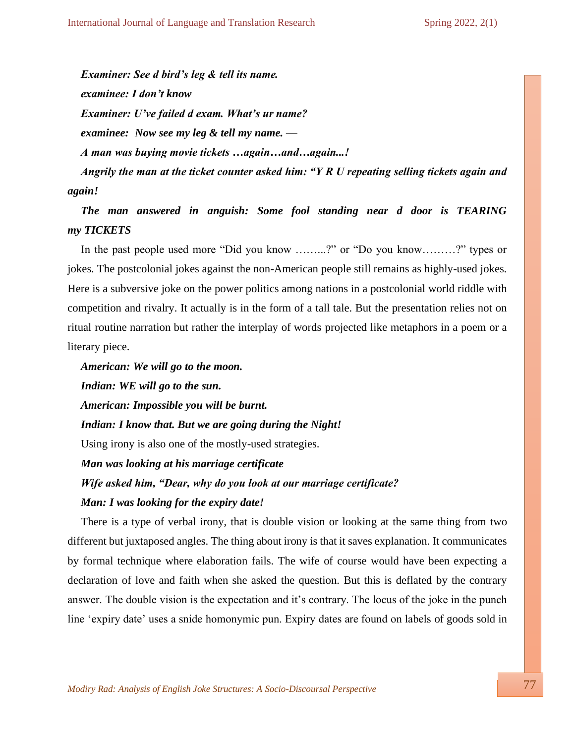***Examiner: See d bird's leg & tell its name.***

***examinee: I don't know***

***Examiner: U've failed d exam. What's ur name?***

***examinee: Now see my leg & tell my name.*** —

***A man was buying movie tickets …again…and…again...!***

***Angrily the man at the ticket counter asked him: "Y R U repeating selling tickets again and again!***

***The man answered in anguish: Some fool standing near d door is TEARING my TICKETS***

In the past people used more "Did you know ……..?" or "Do you know………?" types or jokes. The postcolonial jokes against the non-American people still remains as highly-used jokes. Here is a subversive joke on the power politics among nations in a postcolonial world riddle with competition and rivalry. It actually is in the form of a tall tale. But the presentation relies not on ritual routine narration but rather the interplay of words projected like metaphors in a poem or a literary piece.

***American: We will go to the moon.***

***Indian: WE will go to the sun.***

***American: Impossible you will be burnt.***

***Indian: I know that. But we are going during the Night!***

Using irony is also one of the mostly-used strategies.

***Man was looking at his marriage certificate***

***Wife asked him, "Dear, why do you look at our marriage certificate?***

***Man: I was looking for the expiry date!***

There is a type of verbal irony, that is double vision or looking at the same thing from two different but juxtaposed angles. The thing about irony is that it saves explanation. It communicates by formal technique where elaboration fails. The wife of course would have been expecting a declaration of love and faith when she asked the question. But this is deflated by the contrary answer. The double vision is the expectation and it's contrary. The locus of the joke in the punch line 'expiry date' uses a snide homonymic pun. Expiry dates are found on labels of goods sold in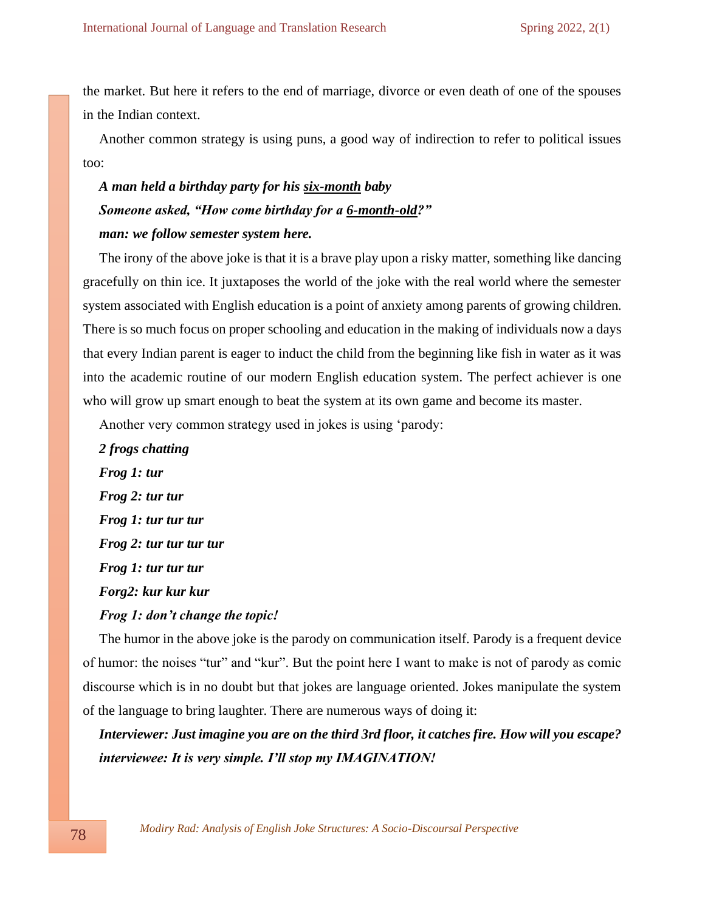the market. But here it refers to the end of marriage, divorce or even death of one of the spouses in the Indian context.

Another common strategy is using puns, a good way of indirection to refer to political issues too:

***A man held a birthday party for his <u>six-month</u> baby***
***Someone asked, "How come birthday for a <u>6-month-old</u>?"***
***man: we follow semester system here.***

The irony of the above joke is that it is a brave play upon a risky matter, something like dancing gracefully on thin ice. It juxtaposes the world of the joke with the real world where the semester system associated with English education is a point of anxiety among parents of growing children. There is so much focus on proper schooling and education in the making of individuals now a days that every Indian parent is eager to induct the child from the beginning like fish in water as it was into the academic routine of our modern English education system. The perfect achiever is one who will grow up smart enough to beat the system at its own game and become its master.

Another very common strategy used in jokes is using 'parody:

***2 frogs chatting***
***Frog 1: tur***
***Frog 2: tur tur***
***Frog 1: tur tur tur***
***Frog 2: tur tur tur tur***
***Frog 1: tur tur tur***
***Forg2: kur kur kur***
***Frog 1: don't change the topic!***

The humor in the above joke is the parody on communication itself. Parody is a frequent device of humor: the noises "tur" and "kur". But the point here I want to make is not of parody as comic discourse which is in no doubt but that jokes are language oriented. Jokes manipulate the system of the language to bring laughter. There are numerous ways of doing it:

***Interviewer: Just imagine you are on the third 3rd floor, it catches fire. How will you escape?***
***interviewee: It is very simple. I'll stop my IMAGINATION!***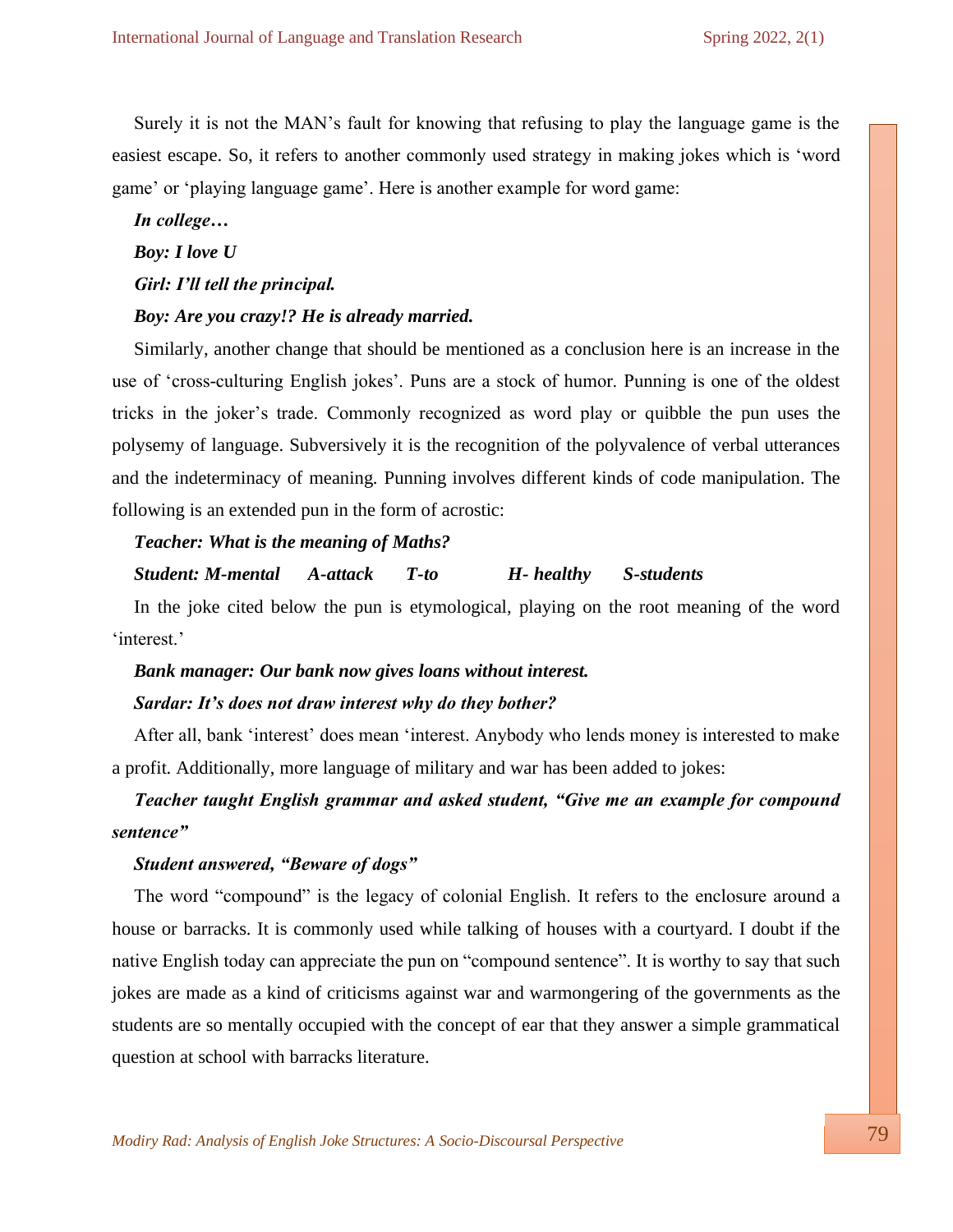Surely it is not the MAN's fault for knowing that refusing to play the language game is the easiest escape. So, it refers to another commonly used strategy in making jokes which is 'word game' or 'playing language game'. Here is another example for word game:

***In college…***

***Boy: I love U***

***Girl: I'll tell the principal.***

***Boy: Are you crazy!? He is already married.***

Similarly, another change that should be mentioned as a conclusion here is an increase in the use of 'cross-culturing English jokes'. Puns are a stock of humor. Punning is one of the oldest tricks in the joker's trade. Commonly recognized as word play or quibble the pun uses the polysemy of language. Subversively it is the recognition of the polyvalence of verbal utterances and the indeterminacy of meaning. Punning involves different kinds of code manipulation. The following is an extended pun in the form of acrostic:

***Teacher: What is the meaning of Maths?***

***Student: M-mental A-attack T-to H- healthy S-students***

In the joke cited below the pun is etymological, playing on the root meaning of the word 'interest.'

***Bank manager: Our bank now gives loans without interest.***

***Sardar: It's does not draw interest why do they bother?***

After all, bank 'interest' does mean 'interest. Anybody who lends money is interested to make a profit. Additionally, more language of military and war has been added to jokes:

***Teacher taught English grammar and asked student, "Give me an example for compound sentence"***

***Student answered, "Beware of dogs"***

The word "compound" is the legacy of colonial English. It refers to the enclosure around a house or barracks. It is commonly used while talking of houses with a courtyard. I doubt if the native English today can appreciate the pun on "compound sentence". It is worthy to say that such jokes are made as a kind of criticisms against war and warmongering of the governments as the students are so mentally occupied with the concept of ear that they answer a simple grammatical question at school with barracks literature.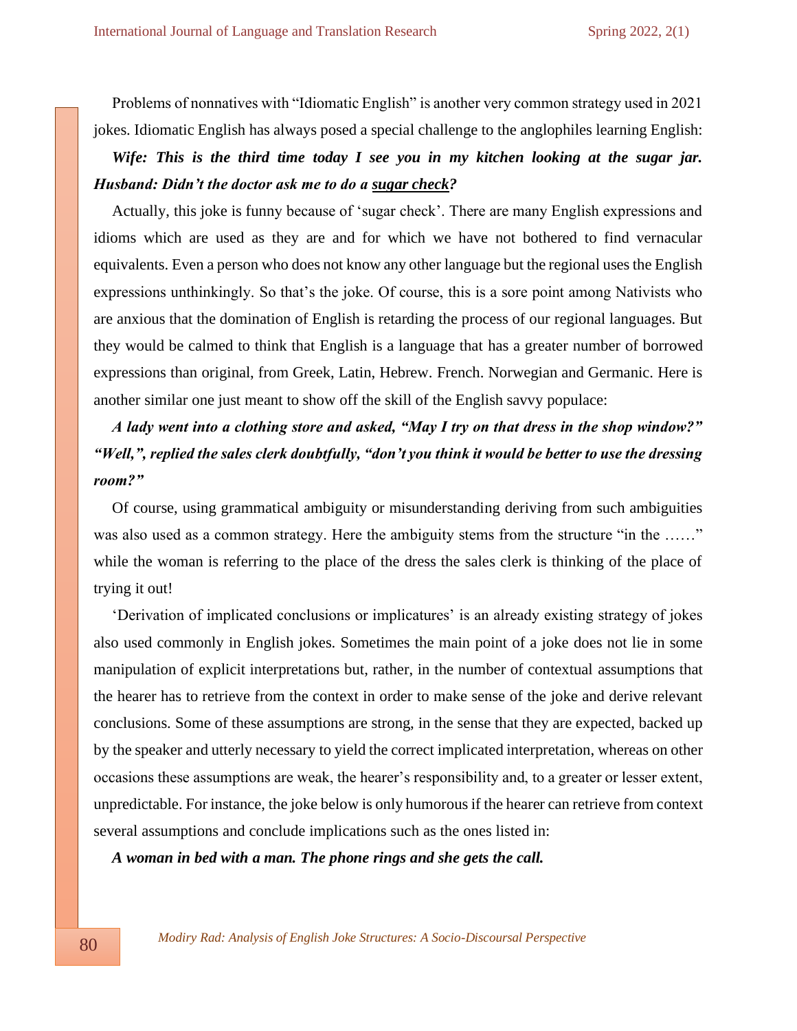Problems of nonnatives with "Idiomatic English" is another very common strategy used in 2021 jokes. Idiomatic English has always posed a special challenge to the anglophiles learning English:

***Wife: This is the third time today I see you in my kitchen looking at the sugar jar. Husband: Didn't the doctor ask me to do a <u>sugar check</u>?***

Actually, this joke is funny because of 'sugar check'. There are many English expressions and idioms which are used as they are and for which we have not bothered to find vernacular equivalents. Even a person who does not know any other language but the regional uses the English expressions unthinkingly. So that's the joke. Of course, this is a sore point among Nativists who are anxious that the domination of English is retarding the process of our regional languages. But they would be calmed to think that English is a language that has a greater number of borrowed expressions than original, from Greek, Latin, Hebrew. French. Norwegian and Germanic. Here is another similar one just meant to show off the skill of the English savvy populace:

***A lady went into a clothing store and asked, "May I try on that dress in the shop window?" "Well,", replied the sales clerk doubtfully, "don't you think it would be better to use the dressing room?"***

Of course, using grammatical ambiguity or misunderstanding deriving from such ambiguities was also used as a common strategy. Here the ambiguity stems from the structure "in the ……" while the woman is referring to the place of the dress the sales clerk is thinking of the place of trying it out!

'Derivation of implicated conclusions or implicatures' is an already existing strategy of jokes also used commonly in English jokes. Sometimes the main point of a joke does not lie in some manipulation of explicit interpretations but, rather, in the number of contextual assumptions that the hearer has to retrieve from the context in order to make sense of the joke and derive relevant conclusions. Some of these assumptions are strong, in the sense that they are expected, backed up by the speaker and utterly necessary to yield the correct implicated interpretation, whereas on other occasions these assumptions are weak, the hearer's responsibility and, to a greater or lesser extent, unpredictable. For instance, the joke below is only humorous if the hearer can retrieve from context several assumptions and conclude implications such as the ones listed in:

***A woman in bed with a man. The phone rings and she gets the call.***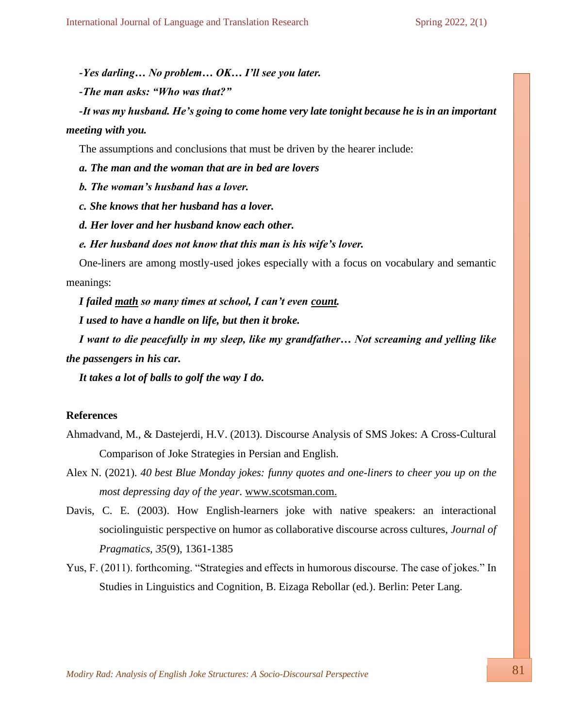***-Yes darling… No problem… OK… I'll see you later.***

***-The man asks: "Who was that?"***

***-It was my husband. He's going to come home very late tonight because he is in an important meeting with you.***

The assumptions and conclusions that must be driven by the hearer include:

***a. The man and the woman that are in bed are lovers***

***b. The woman's husband has a lover.***

***c. She knows that her husband has a lover.***

***d. Her lover and her husband know each other.***

***e. Her husband does not know that this man is his wife's lover.***

One-liners are among mostly-used jokes especially with a focus on vocabulary and semantic meanings:

***I failed <u>math</u> so many times at school, I can't even <u>count</u>.***

***I used to have a handle on life, but then it broke.***

***I want to die peacefully in my sleep, like my grandfather… Not screaming and yelling like the passengers in his car.***

***It takes a lot of balls to golf the way I do.***

## References

Ahmadvand, M., & Dastejerdi, H.V. (2013). Discourse Analysis of SMS Jokes: A Cross-Cultural Comparison of Joke Strategies in Persian and English.

Alex N. (2021). *40 best Blue Monday jokes: funny quotes and one-liners to cheer you up on the most depressing day of the year*. www.scotsman.com.

Davis, C. E. (2003). How English-learners joke with native speakers: an interactional sociolinguistic perspective on humor as collaborative discourse across cultures, *Journal of Pragmatics*, *35*(9), 1361-1385

Yus, F. (2011). forthcoming. "Strategies and effects in humorous discourse. The case of jokes." In Studies in Linguistics and Cognition, B. Eizaga Rebollar (ed.). Berlin: Peter Lang.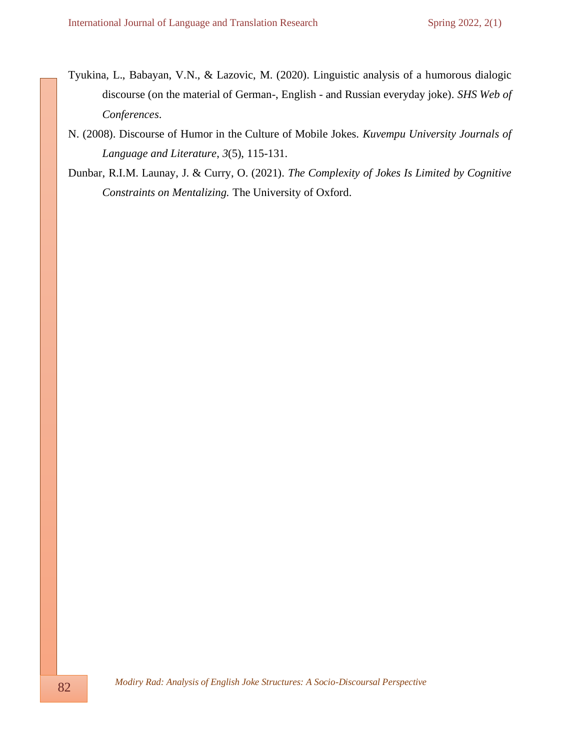Tyukina, L., Babayan, V.N., & Lazovic, M. (2020). Linguistic analysis of a humorous dialogic discourse (on the material of German-, English - and Russian everyday joke). *SHS Web of Conferences*.

N. (2008). Discourse of Humor in the Culture of Mobile Jokes. *Kuvempu University Journals of Language and Literature*, *3*(5), 115-131.

Dunbar, R.I.M. Launay, J. & Curry, O. (2021). *The Complexity of Jokes Is Limited by Cognitive Constraints on Mentalizing.* The University of Oxford.